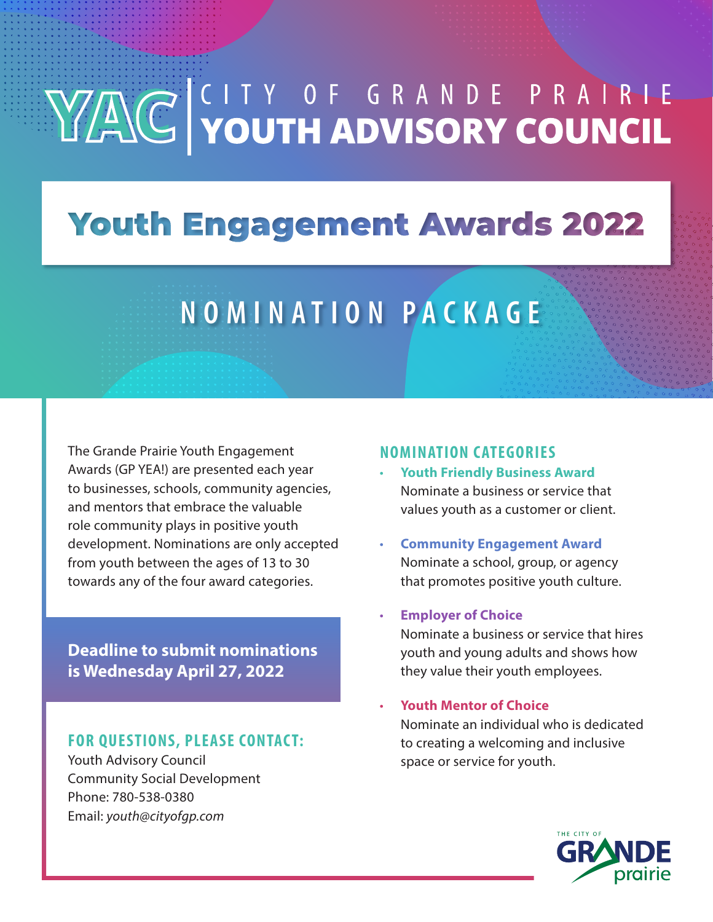# YAC | CITY OF GRANDE PRAIRIE YOUTH ADVISORY COUNCIL

## Youth Engagement Awards 2022

## NOMINATION PACKAGE

The Grande Prairie Youth Engagement Awards (GP YEA!) are presented each year to businesses, schools, community agencies, and mentors that embrace the valuable role community plays in positive youth development. Nominations are only accepted from youth between the ages of 13 to 30 towards any of the four award categories.

**Deadline to submit nominations is Wednesday April 27, 2022**

### FOR QUESTIONS, PLEASE CONTACT:

Youth Advisory Council
Community Social Development
Phone: 780-538-0380
Email: *youth@cityofgp.com*

### NOMINATION CATEGORIES

- **Youth Friendly Business Award**
  Nominate a business or service that values youth as a customer or client.
- **Community Engagement Award**
  Nominate a school, group, or agency that promotes positive youth culture.
- **Employer of Choice**
  Nominate a business or service that hires youth and young adults and shows how they value their youth employees.
- **Youth Mentor of Choice**
  Nominate an individual who is dedicated to creating a welcoming and inclusive space or service for youth.

THE CITY OF GRANDE prairie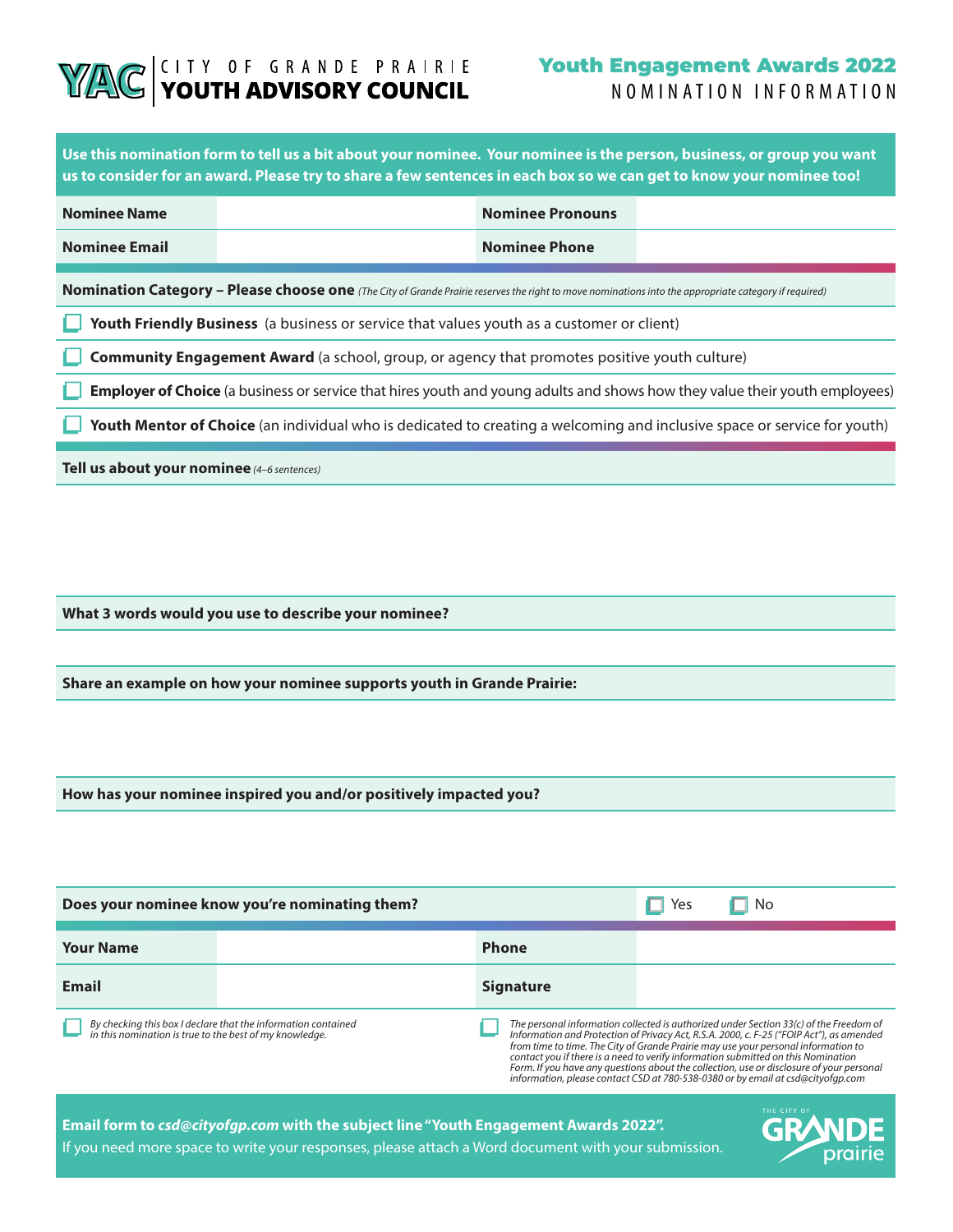# YAC | CITY OF GRANDE PRAIRIE YOUTH ADVISORY COUNCIL

## Youth Engagement Awards 2022

NOMINATION INFORMATION

**Use this nomination form to tell us a bit about your nominee. Your nominee is the person, business, or group you want us to consider for an award. Please try to share a few sentences in each box so we can get to know your nominee too!**

| | | | |
|---|---|---|---|
| **Nominee Name** | | **Nominee Pronouns** | |
| **Nominee Email** | | **Nominee Phone** | |

**Nomination Category – Please choose one** *(The City of Grande Prairie reserves the right to move nominations into the appropriate category if required)*

- ☐ **Youth Friendly Business** (a business or service that values youth as a customer or client)
- ☐ **Community Engagement Award** (a school, group, or agency that promotes positive youth culture)
- ☐ **Employer of Choice** (a business or service that hires youth and young adults and shows how they value their youth employees)
- ☐ **Youth Mentor of Choice** (an individual who is dedicated to creating a welcoming and inclusive space or service for youth)

**Tell us about your nominee** *(4–6 sentences)*

**What 3 words would you use to describe your nominee?**

**Share an example on how your nominee supports youth in Grande Prairie:**

**How has your nominee inspired you and/or positively impacted you?**

**Does your nominee know you're nominating them?** ☐ Yes ☐ No

| | | | |
|---|---|---|---|
| **Your Name** | | **Phone** | |
| **Email** | | **Signature** | |

☐ *By checking this box I declare that the information contained in this nomination is true to the best of my knowledge.*

☐ *The personal information collected is authorized under Section 33(c) of the Freedom of Information and Protection of Privacy Act, R.S.A. 2000, c. F-25 ("FOIP Act"), as amended from time to time. The City of Grande Prairie may use your personal information to contact you if there is a need to verify information submitted on this Nomination Form. If you have any questions about the collection, use or disclosure of your personal information, please contact CSD at 780-538-0380 or by email at csd@cityofgp.com*

**Email form to *csd@cityofgp.com* with the subject line "Youth Engagement Awards 2022".**
If you need more space to write your responses, please attach a Word document with your submission.

THE CITY OF GRANDE prairie